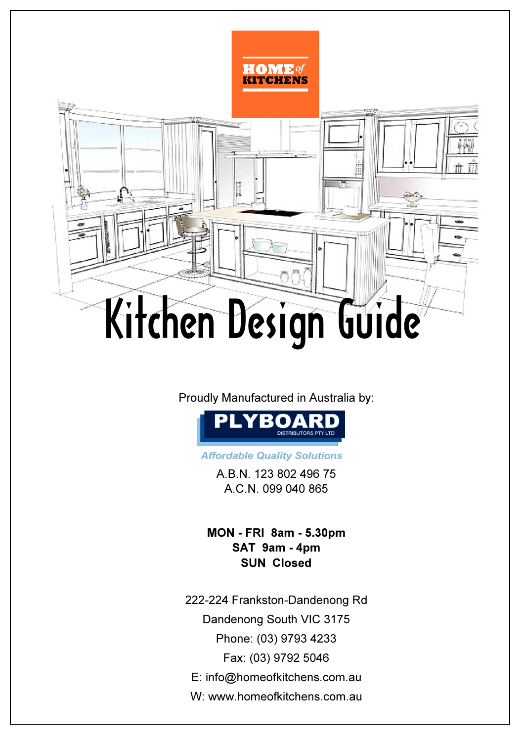HOME of KITCHENS

# Kitchen Design Guide

Proudly Manufactured in Australia by:

**PLYBOARD**
DISTRIBUTORS PTY LTD

*Affordable Quality Solutions*

A.B.N. 123 802 496 75
A.C.N. 099 040 865

**MON - FRI 8am - 5.30pm**
**SAT 9am - 4pm**
**SUN Closed**

222-224 Frankston-Dandenong Rd
Dandenong South VIC 3175
Phone: (03) 9793 4233
Fax: (03) 9792 5046
E: info@homeofkitchens.com.au
W: www.homeofkitchens.com.au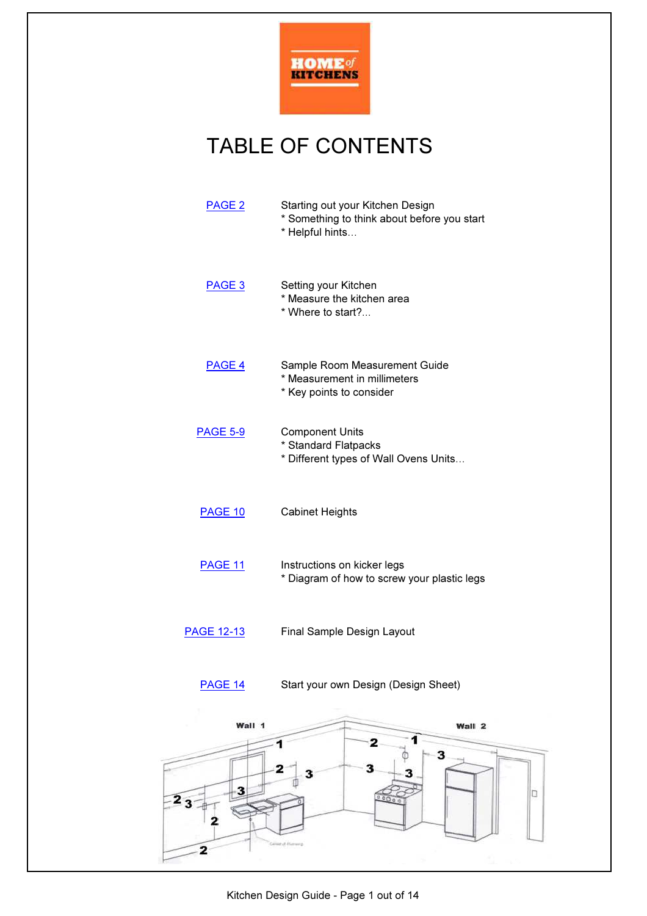HOME of KITCHENS

# TABLE OF CONTENTS

| | |
|---|---|
| PAGE 2 | Starting out your Kitchen Design<br>* Something to think about before you start<br>* Helpful hints… |
| PAGE 3 | Setting your Kitchen<br>* Measure the kitchen area<br>* Where to start?... |
| PAGE 4 | Sample Room Measurement Guide<br>* Measurement in millimeters<br>* Key points to consider |
| PAGE 5-9 | Component Units<br>* Standard Flatpacks<br>* Different types of Wall Ovens Units… |
| PAGE 10 | Cabinet Heights |
| PAGE 11 | Instructions on kicker legs<br>* Diagram of how to screw your plastic legs |
| PAGE 12-13 | Final Sample Design Layout |
| PAGE 14 | Start your own Design (Design Sheet) |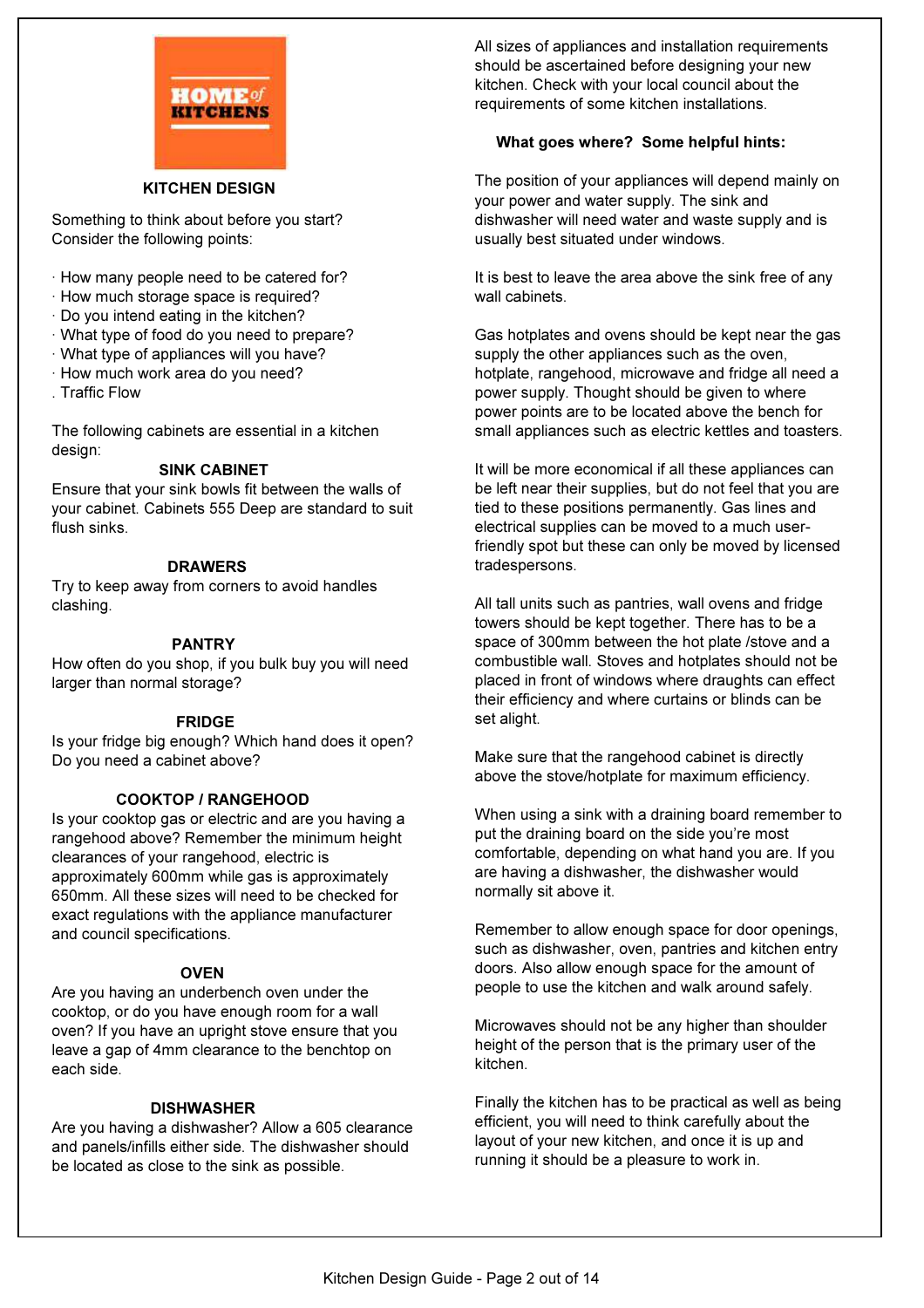# KITCHEN DESIGN

Something to think about before you start?
Consider the following points:

- How many people need to be catered for?
- How much storage space is required?
- Do you intend eating in the kitchen?
- What type of food do you need to prepare?
- What type of appliances will you have?
- How much work area do you need?
- Traffic Flow

The following cabinets are essential in a kitchen design:

### SINK CABINET

Ensure that your sink bowls fit between the walls of your cabinet. Cabinets 555 Deep are standard to suit flush sinks.

### DRAWERS

Try to keep away from corners to avoid handles clashing.

### PANTRY

How often do you shop, if you bulk buy you will need larger than normal storage?

### FRIDGE

Is your fridge big enough? Which hand does it open? Do you need a cabinet above?

### COOKTOP / RANGEHOOD

Is your cooktop gas or electric and are you having a rangehood above? Remember the minimum height clearances of your rangehood, electric is approximately 600mm while gas is approximately 650mm. All these sizes will need to be checked for exact regulations with the appliance manufacturer and council specifications.

### OVEN

Are you having an underbench oven under the cooktop, or do you have enough room for a wall oven? If you have an upright stove ensure that you leave a gap of 4mm clearance to the benchtop on each side.

### DISHWASHER

Are you having a dishwasher? Allow a 605 clearance and panels/infills either side. The dishwasher should be located as close to the sink as possible.

All sizes of appliances and installation requirements should be ascertained before designing your new kitchen. Check with your local council about the requirements of some kitchen installations.

**What goes where? Some helpful hints:**

The position of your appliances will depend mainly on your power and water supply. The sink and dishwasher will need water and waste supply and is usually best situated under windows.

It is best to leave the area above the sink free of any wall cabinets.

Gas hotplates and ovens should be kept near the gas supply the other appliances such as the oven, hotplate, rangehood, microwave and fridge all need a power supply. Thought should be given to where power points are to be located above the bench for small appliances such as electric kettles and toasters.

It will be more economical if all these appliances can be left near their supplies, but do not feel that you are tied to these positions permanently. Gas lines and electrical supplies can be moved to a much user-friendly spot but these can only be moved by licensed tradespersons.

All tall units such as pantries, wall ovens and fridge towers should be kept together. There has to be a space of 300mm between the hot plate /stove and a combustible wall. Stoves and hotplates should not be placed in front of windows where draughts can effect their efficiency and where curtains or blinds can be set alight.

Make sure that the rangehood cabinet is directly above the stove/hotplate for maximum efficiency.

When using a sink with a draining board remember to put the draining board on the side you're most comfortable, depending on what hand you are. If you are having a dishwasher, the dishwasher would normally sit above it.

Remember to allow enough space for door openings, such as dishwasher, oven, pantries and kitchen entry doors. Also allow enough space for the amount of people to use the kitchen and walk around safely.

Microwaves should not be any higher than shoulder height of the person that is the primary user of the kitchen.

Finally the kitchen has to be practical as well as being efficient, you will need to think carefully about the layout of your new kitchen, and once it is up and running it should be a pleasure to work in.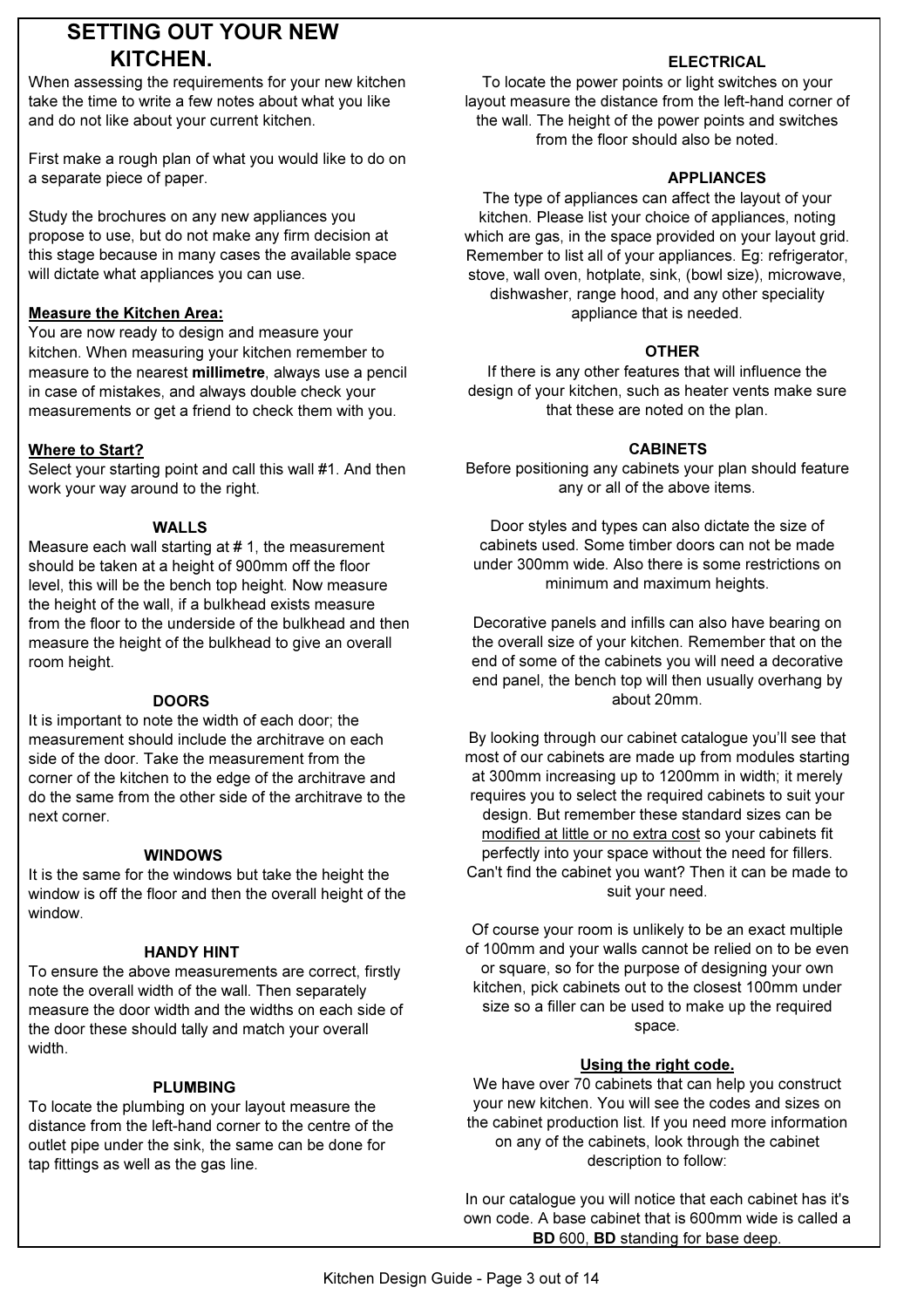# SETTING OUT YOUR NEW KITCHEN.

When assessing the requirements for your new kitchen take the time to write a few notes about what you like and do not like about your current kitchen.

First make a rough plan of what you would like to do on a separate piece of paper.

Study the brochures on any new appliances you propose to use, but do not make any firm decision at this stage because in many cases the available space will dictate what appliances you can use.

**Measure the Kitchen Area:**

You are now ready to design and measure your kitchen. When measuring your kitchen remember to measure to the nearest **millimetre**, always use a pencil in case of mistakes, and always double check your measurements or get a friend to check them with you.

**Where to Start?**

Select your starting point and call this wall #1. And then work your way around to the right.

### WALLS

Measure each wall starting at # 1, the measurement should be taken at a height of 900mm off the floor level, this will be the bench top height. Now measure the height of the wall, if a bulkhead exists measure from the floor to the underside of the bulkhead and then measure the height of the bulkhead to give an overall room height.

### DOORS

It is important to note the width of each door; the measurement should include the architrave on each side of the door. Take the measurement from the corner of the kitchen to the edge of the architrave and do the same from the other side of the architrave to the next corner.

### WINDOWS

It is the same for the windows but take the height the window is off the floor and then the overall height of the window.

### HANDY HINT

To ensure the above measurements are correct, firstly note the overall width of the wall. Then separately measure the door width and the widths on each side of the door these should tally and match your overall width.

### PLUMBING

To locate the plumbing on your layout measure the distance from the left-hand corner to the centre of the outlet pipe under the sink, the same can be done for tap fittings as well as the gas line.

### ELECTRICAL

To locate the power points or light switches on your layout measure the distance from the left-hand corner of the wall. The height of the power points and switches from the floor should also be noted.

### APPLIANCES

The type of appliances can affect the layout of your kitchen. Please list your choice of appliances, noting which are gas, in the space provided on your layout grid. Remember to list all of your appliances. Eg: refrigerator, stove, wall oven, hotplate, sink, (bowl size), microwave, dishwasher, range hood, and any other speciality appliance that is needed.

### OTHER

If there is any other features that will influence the design of your kitchen, such as heater vents make sure that these are noted on the plan.

### CABINETS

Before positioning any cabinets your plan should feature any or all of the above items.

Door styles and types can also dictate the size of cabinets used. Some timber doors can not be made under 300mm wide. Also there is some restrictions on minimum and maximum heights.

Decorative panels and infills can also have bearing on the overall size of your kitchen. Remember that on the end of some of the cabinets you will need a decorative end panel, the bench top will then usually overhang by about 20mm.

By looking through our cabinet catalogue you'll see that most of our cabinets are made up from modules starting at 300mm increasing up to 1200mm in width; it merely requires you to select the required cabinets to suit your design. But remember these standard sizes can be modified at little or no extra cost so your cabinets fit perfectly into your space without the need for fillers. Can't find the cabinet you want? Then it can be made to suit your need.

Of course your room is unlikely to be an exact multiple of 100mm and your walls cannot be relied on to be even or square, so for the purpose of designing your own kitchen, pick cabinets out to the closest 100mm under size so a filler can be used to make up the required space.

**Using the right code.**

We have over 70 cabinets that can help you construct your new kitchen. You will see the codes and sizes on the cabinet production list. If you need more information on any of the cabinets, look through the cabinet description to follow:

In our catalogue you will notice that each cabinet has it's own code. A base cabinet that is 600mm wide is called a **BD** 600, **BD** standing for base deep.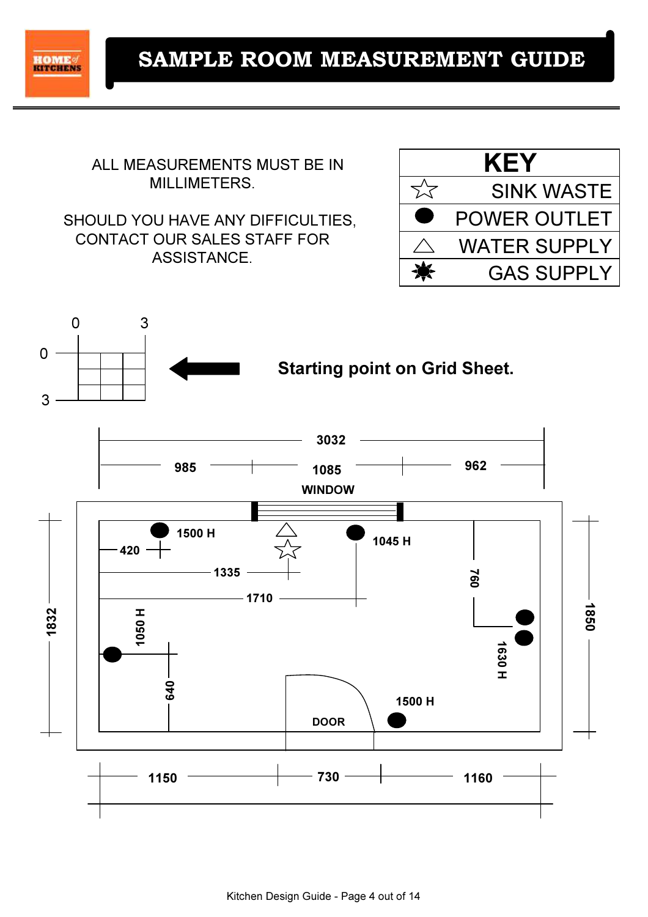# SAMPLE ROOM MEASUREMENT GUIDE

ALL MEASUREMENTS MUST BE IN MILLIMETERS.

SHOULD YOU HAVE ANY DIFFICULTIES, CONTACT OUR SALES STAFF FOR ASSISTANCE.

| KEY | |
|---|---|
| ☆ | SINK WASTE |
| ● | POWER OUTLET |
| △ | WATER SUPPLY |
| ✹ | GAS SUPPLY |

0 3

0

3

**Starting point on Grid Sheet.**

3032

985 1085 962

WINDOW

1500 H

420

1045 H

1335

760

1710

1832

1850

1050 H

1630 H

640

1500 H

DOOR

1150 730 1160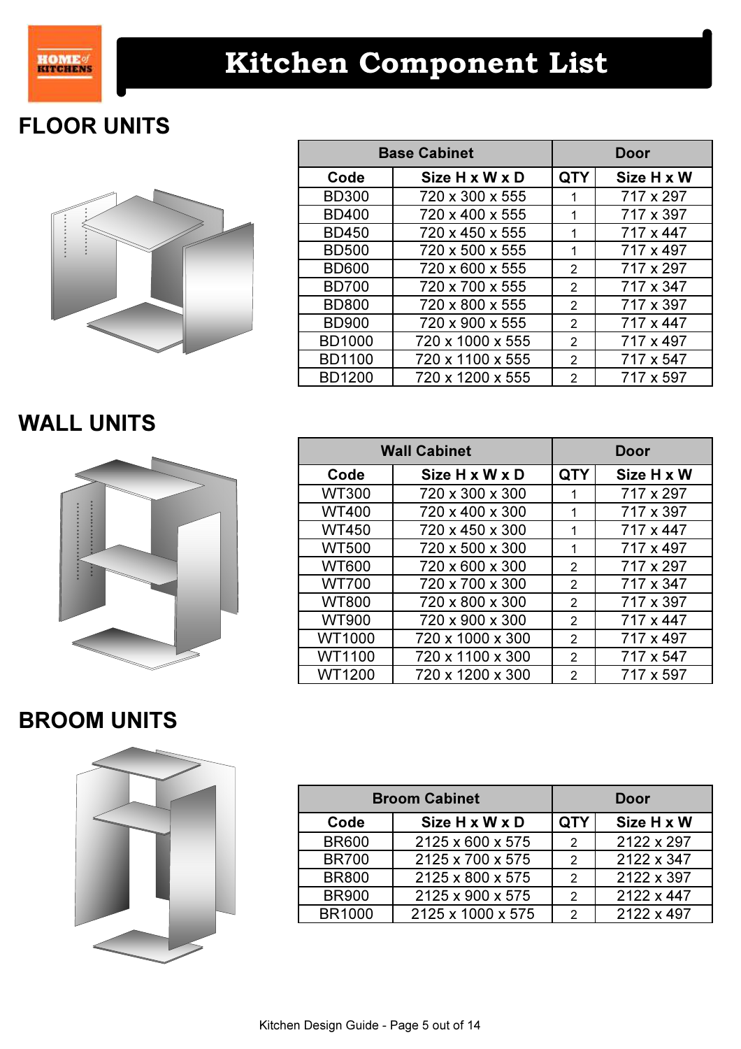# Kitchen Component List

## FLOOR UNITS

| Base Cabinet | | Door | |
|---|---|---|---|
| **Code** | **Size H x W x D** | **QTY** | **Size H x W** |
| BD300 | 720 x 300 x 555 | 1 | 717 x 297 |
| BD400 | 720 x 400 x 555 | 1 | 717 x 397 |
| BD450 | 720 x 450 x 555 | 1 | 717 x 447 |
| BD500 | 720 x 500 x 555 | 1 | 717 x 497 |
| BD600 | 720 x 600 x 555 | 2 | 717 x 297 |
| BD700 | 720 x 700 x 555 | 2 | 717 x 347 |
| BD800 | 720 x 800 x 555 | 2 | 717 x 397 |
| BD900 | 720 x 900 x 555 | 2 | 717 x 447 |
| BD1000 | 720 x 1000 x 555 | 2 | 717 x 497 |
| BD1100 | 720 x 1100 x 555 | 2 | 717 x 547 |
| BD1200 | 720 x 1200 x 555 | 2 | 717 x 597 |

## WALL UNITS

| Wall Cabinet | | Door | |
|---|---|---|---|
| **Code** | **Size H x W x D** | **QTY** | **Size H x W** |
| WT300 | 720 x 300 x 300 | 1 | 717 x 297 |
| WT400 | 720 x 400 x 300 | 1 | 717 x 397 |
| WT450 | 720 x 450 x 300 | 1 | 717 x 447 |
| WT500 | 720 x 500 x 300 | 1 | 717 x 497 |
| WT600 | 720 x 600 x 300 | 2 | 717 x 297 |
| WT700 | 720 x 700 x 300 | 2 | 717 x 347 |
| WT800 | 720 x 800 x 300 | 2 | 717 x 397 |
| WT900 | 720 x 900 x 300 | 2 | 717 x 447 |
| WT1000 | 720 x 1000 x 300 | 2 | 717 x 497 |
| WT1100 | 720 x 1100 x 300 | 2 | 717 x 547 |
| WT1200 | 720 x 1200 x 300 | 2 | 717 x 597 |

## BROOM UNITS

| Broom Cabinet | | Door | |
|---|---|---|---|
| **Code** | **Size H x W x D** | **QTY** | **Size H x W** |
| BR600 | 2125 x 600 x 575 | 2 | 2122 x 297 |
| BR700 | 2125 x 700 x 575 | 2 | 2122 x 347 |
| BR800 | 2125 x 800 x 575 | 2 | 2122 x 397 |
| BR900 | 2125 x 900 x 575 | 2 | 2122 x 447 |
| BR1000 | 2125 x 1000 x 575 | 2 | 2122 x 497 |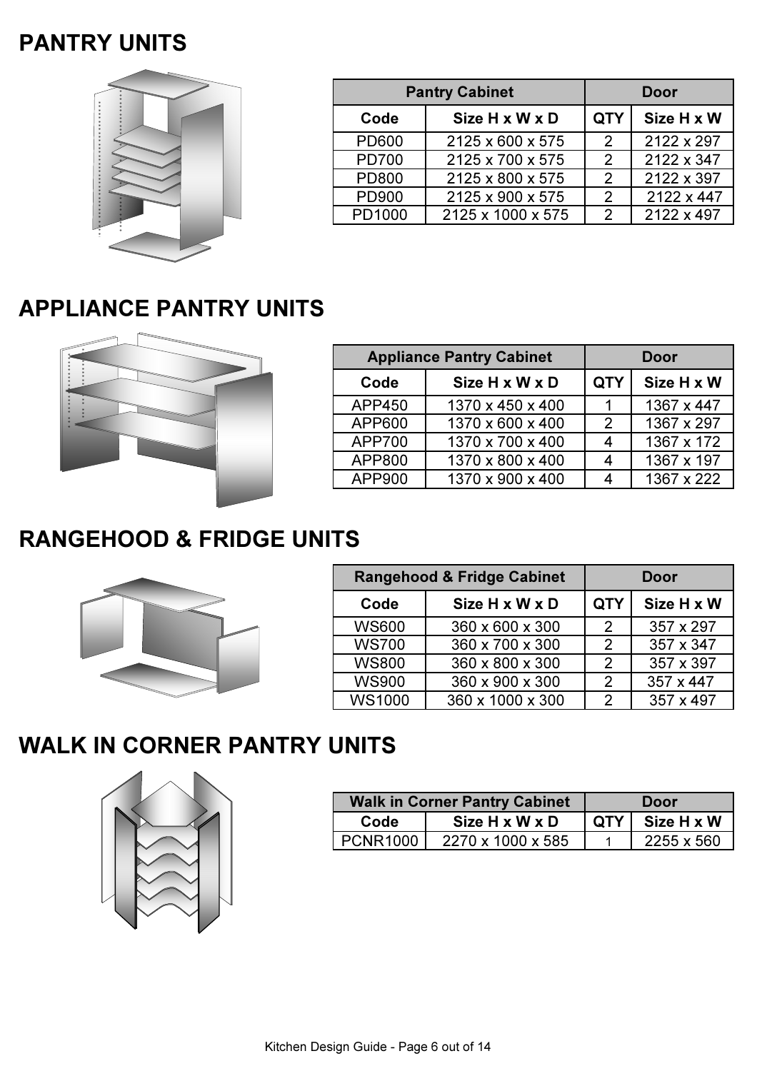# PANTRY UNITS

| Pantry Cabinet | | Door | |
|---|---|---|---|
| Code | Size H x W x D | QTY | Size H x W |
| PD600 | 2125 x 600 x 575 | 2 | 2122 x 297 |
| PD700 | 2125 x 700 x 575 | 2 | 2122 x 347 |
| PD800 | 2125 x 800 x 575 | 2 | 2122 x 397 |
| PD900 | 2125 x 900 x 575 | 2 | 2122 x 447 |
| PD1000 | 2125 x 1000 x 575 | 2 | 2122 x 497 |

# APPLIANCE PANTRY UNITS

| Appliance Pantry Cabinet | | Door | |
|---|---|---|---|
| Code | Size H x W x D | QTY | Size H x W |
| APP450 | 1370 x 450 x 400 | 1 | 1367 x 447 |
| APP600 | 1370 x 600 x 400 | 2 | 1367 x 297 |
| APP700 | 1370 x 700 x 400 | 4 | 1367 x 172 |
| APP800 | 1370 x 800 x 400 | 4 | 1367 x 197 |
| APP900 | 1370 x 900 x 400 | 4 | 1367 x 222 |

# RANGEHOOD & FRIDGE UNITS

| Rangehood & Fridge Cabinet | | Door | |
|---|---|---|---|
| Code | Size H x W x D | QTY | Size H x W |
| WS600 | 360 x 600 x 300 | 2 | 357 x 297 |
| WS700 | 360 x 700 x 300 | 2 | 357 x 347 |
| WS800 | 360 x 800 x 300 | 2 | 357 x 397 |
| WS900 | 360 x 900 x 300 | 2 | 357 x 447 |
| WS1000 | 360 x 1000 x 300 | 2 | 357 x 497 |

# WALK IN CORNER PANTRY UNITS

| Walk in Corner Pantry Cabinet | | Door | |
|---|---|---|---|
| Code | Size H x W x D | QTY | Size H x W |
| PCNR1000 | 2270 x 1000 x 585 | 1 | 2255 x 560 |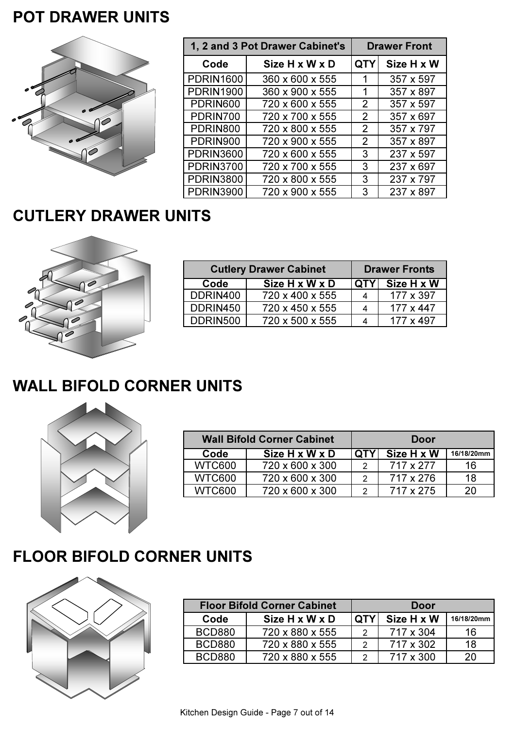# POT DRAWER UNITS

| 1, 2 and 3 Pot Drawer Cabinet's | | Drawer Front | |
|---|---|---|---|
| Code | Size H x W x D | QTY | Size H x W |
| PDRIN1600 | 360 x 600 x 555 | 1 | 357 x 597 |
| PDRIN1900 | 360 x 900 x 555 | 1 | 357 x 897 |
| PDRIN600 | 720 x 600 x 555 | 2 | 357 x 597 |
| PDRIN700 | 720 x 700 x 555 | 2 | 357 x 697 |
| PDRIN800 | 720 x 800 x 555 | 2 | 357 x 797 |
| PDRIN900 | 720 x 900 x 555 | 2 | 357 x 897 |
| PDRIN3600 | 720 x 600 x 555 | 3 | 237 x 597 |
| PDRIN3700 | 720 x 700 x 555 | 3 | 237 x 697 |
| PDRIN3800 | 720 x 800 x 555 | 3 | 237 x 797 |
| PDRIN3900 | 720 x 900 x 555 | 3 | 237 x 897 |

# CUTLERY DRAWER UNITS

| Cutlery Drawer Cabinet | | Drawer Fronts | |
|---|---|---|---|
| Code | Size H x W x D | QTY | Size H x W |
| DDRIN400 | 720 x 400 x 555 | 4 | 177 x 397 |
| DDRIN450 | 720 x 450 x 555 | 4 | 177 x 447 |
| DDRIN500 | 720 x 500 x 555 | 4 | 177 x 497 |

# WALL BIFOLD CORNER UNITS

| Wall Bifold Corner Cabinet | | Door | | |
|---|---|---|---|---|
| Code | Size H x W x D | QTY | Size H x W | 16/18/20mm |
| WTC600 | 720 x 600 x 300 | 2 | 717 x 277 | 16 |
| WTC600 | 720 x 600 x 300 | 2 | 717 x 276 | 18 |
| WTC600 | 720 x 600 x 300 | 2 | 717 x 275 | 20 |

# FLOOR BIFOLD CORNER UNITS

| Floor Bifold Corner Cabinet | | Door | | |
|---|---|---|---|---|
| Code | Size H x W x D | QTY | Size H x W | 16/18/20mm |
| BCD880 | 720 x 880 x 555 | 2 | 717 x 304 | 16 |
| BCD880 | 720 x 880 x 555 | 2 | 717 x 302 | 18 |
| BCD880 | 720 x 880 x 555 | 2 | 717 x 300 | 20 |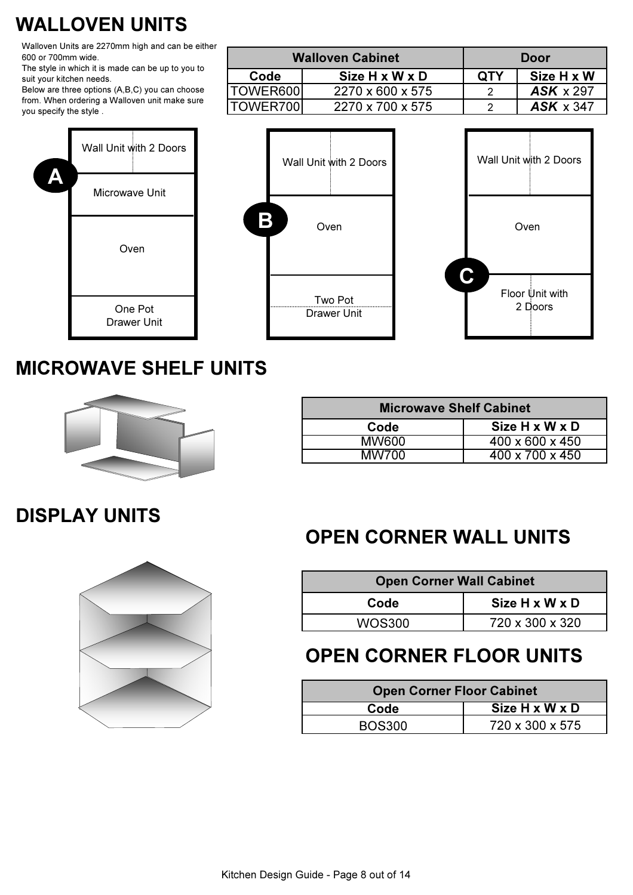# WALLOVEN UNITS

Walloven Units are 2270mm high and can be either 600 or 700mm wide.
The style in which it is made can be up to you to suit your kitchen needs.
Below are three options (A,B,C) you can choose from. When ordering a Walloven unit make sure you specify the style .

| Walloven Cabinet | | Door | |
|---|---|---|---|
| Code | Size H x W x D | QTY | Size H x W |
| TOWER600 | 2270 x 600 x 575 | 2 | ***ASK*** x 297 |
| TOWER700 | 2270 x 700 x 575 | 2 | ***ASK*** x 347 |

**A**

- Wall Unit with 2 Doors
- Microwave Unit
- Oven
- One Pot Drawer Unit

**B**

- Wall Unit with 2 Doors
- Oven
- Two Pot Drawer Unit

**C**

- Wall Unit with 2 Doors
- Oven
- Floor Unit with 2 Doors

# MICROWAVE SHELF UNITS

| Microwave Shelf Cabinet | |
|---|---|
| Code | Size H x W x D |
| MW600 | 400 x 600 x 450 |
| MW700 | 400 x 700 x 450 |

# DISPLAY UNITS

# OPEN CORNER WALL UNITS

| Open Corner Wall Cabinet | |
|---|---|
| Code | Size H x W x D |
| WOS300 | 720 x 300 x 320 |

# OPEN CORNER FLOOR UNITS

| Open Corner Floor Cabinet | |
|---|---|
| Code | Size H x W x D |
| BOS300 | 720 x 300 x 575 |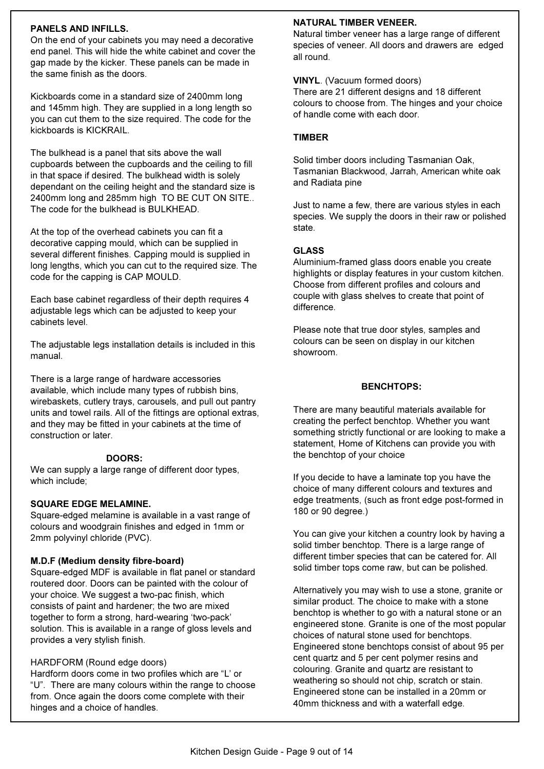### PANELS AND INFILLS.

On the end of your cabinets you may need a decorative end panel. This will hide the white cabinet and cover the gap made by the kicker. These panels can be made in the same finish as the doors.

Kickboards come in a standard size of 2400mm long and 145mm high. They are supplied in a long length so you can cut them to the size required. The code for the kickboards is KICKRAIL.

The bulkhead is a panel that sits above the wall cupboards between the cupboards and the ceiling to fill in that space if desired. The bulkhead width is solely dependant on the ceiling height and the standard size is 2400mm long and 285mm high TO BE CUT ON SITE.. The code for the bulkhead is BULKHEAD.

At the top of the overhead cabinets you can fit a decorative capping mould, which can be supplied in several different finishes. Capping mould is supplied in long lengths, which you can cut to the required size. The code for the capping is CAP MOULD.

Each base cabinet regardless of their depth requires 4 adjustable legs which can be adjusted to keep your cabinets level.

The adjustable legs installation details is included in this manual.

There is a large range of hardware accessories available, which include many types of rubbish bins, wirebaskets, cutlery trays, carousels, and pull out pantry units and towel rails. All of the fittings are optional extras, and they may be fitted in your cabinets at the time of construction or later.

## DOORS:

We can supply a large range of different door types, which include;

### SQUARE EDGE MELAMINE.

Square-edged melamine is available in a vast range of colours and woodgrain finishes and edged in 1mm or 2mm polyvinyl chloride (PVC).

### M.D.F (Medium density fibre-board)

Square-edged MDF is available in flat panel or standard routered door. Doors can be painted with the colour of your choice. We suggest a two-pac finish, which consists of paint and hardener; the two are mixed together to form a strong, hard-wearing 'two-pack' solution. This is available in a range of gloss levels and provides a very stylish finish.

HARDFORM (Round edge doors)

Hardform doors come in two profiles which are "L' or "U". There are many colours within the range to choose from. Once again the doors come complete with their hinges and a choice of handles.

### NATURAL TIMBER VENEER.

Natural timber veneer has a large range of different species of veneer. All doors and drawers are edged all round.

**VINYL**. (Vacuum formed doors)

There are 21 different designs and 18 different colours to choose from. The hinges and your choice of handle come with each door.

### TIMBER

Solid timber doors including Tasmanian Oak, Tasmanian Blackwood, Jarrah, American white oak and Radiata pine

Just to name a few, there are various styles in each species. We supply the doors in their raw or polished state.

### GLASS

Aluminium-framed glass doors enable you create highlights or display features in your custom kitchen. Choose from different profiles and colours and couple with glass shelves to create that point of difference.

Please note that true door styles, samples and colours can be seen on display in our kitchen showroom.

## BENCHTOPS:

There are many beautiful materials available for creating the perfect benchtop. Whether you want something strictly functional or are looking to make a statement, Home of Kitchens can provide you with the benchtop of your choice

If you decide to have a laminate top you have the choice of many different colours and textures and edge treatments, (such as front edge post-formed in 180 or 90 degree.)

You can give your kitchen a country look by having a solid timber benchtop. There is a large range of different timber species that can be catered for. All solid timber tops come raw, but can be polished.

Alternatively you may wish to use a stone, granite or similar product. The choice to make with a stone benchtop is whether to go with a natural stone or an engineered stone. Granite is one of the most popular choices of natural stone used for benchtops. Engineered stone benchtops consist of about 95 per cent quartz and 5 per cent polymer resins and colouring. Granite and quartz are resistant to weathering so should not chip, scratch or stain. Engineered stone can be installed in a 20mm or 40mm thickness and with a waterfall edge.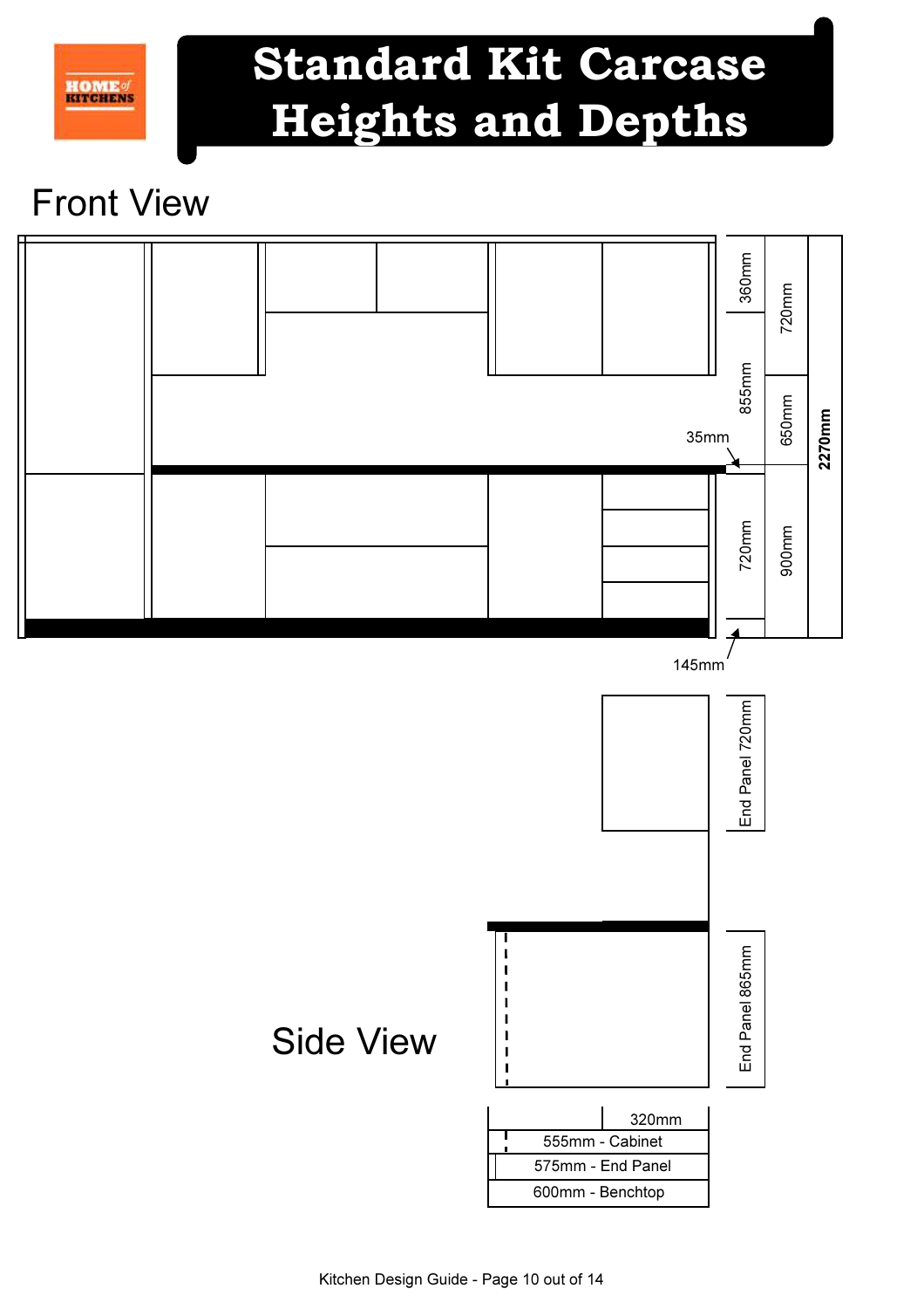# Standard Kit Carcase Heights and Depths

## Front View

360mm

855mm

720mm

650mm

2270mm

35mm

720mm

900mm

145mm

End Panel 720mm

End Panel 865mm

## Side View

320mm

555mm - Cabinet

575mm - End Panel

600mm - Benchtop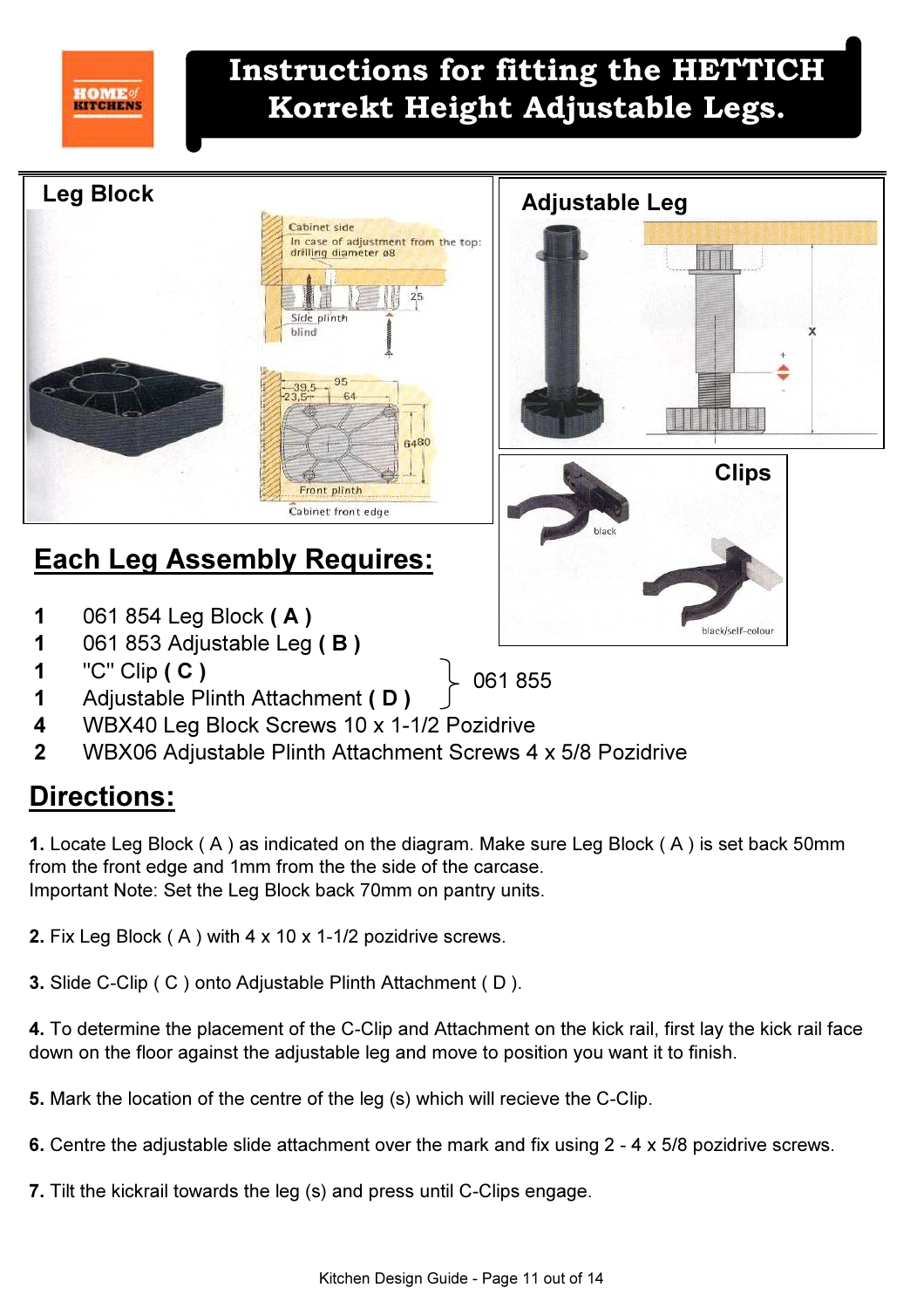# Instructions for fitting the HETTICH Korrekt Height Adjustable Legs.

## Leg Block

Cabinet side

In case of adjustment from the top: drilling diameter ø8

Side plinth blind

Front plinth

Cabinet front edge

## Adjustable Leg

## Clips

black

black/self-colour

## Each Leg Assembly Requires:

| Qty | Item |
|---|---|
| 1 | 061 854 Leg Block **( A )** |
| 1 | 061 853 Adjustable Leg **( B )** |
| 1 | "C" Clip **( C )** — 061 855 |
| 1 | Adjustable Plinth Attachment **( D )** — 061 855 |
| 4 | WBX40 Leg Block Screws 10 x 1-1/2 Pozidrive |
| 2 | WBX06 Adjustable Plinth Attachment Screws 4 x 5/8 Pozidrive |

## Directions:

**1.** Locate Leg Block ( A ) as indicated on the diagram. Make sure Leg Block ( A ) is set back 50mm from the front edge and 1mm from the the side of the carcase.
Important Note: Set the Leg Block back 70mm on pantry units.

**2.** Fix Leg Block ( A ) with 4 x 10 x 1-1/2 pozidrive screws.

**3.** Slide C-Clip ( C ) onto Adjustable Plinth Attachment ( D ).

**4.** To determine the placement of the C-Clip and Attachment on the kick rail, first lay the kick rail face down on the floor against the adjustable leg and move to position you want it to finish.

**5.** Mark the location of the centre of the leg (s) which will recieve the C-Clip.

**6.** Centre the adjustable slide attachment over the mark and fix using 2 - 4 x 5/8 pozidrive screws.

**7.** Tilt the kickrail towards the leg (s) and press until C-Clips engage.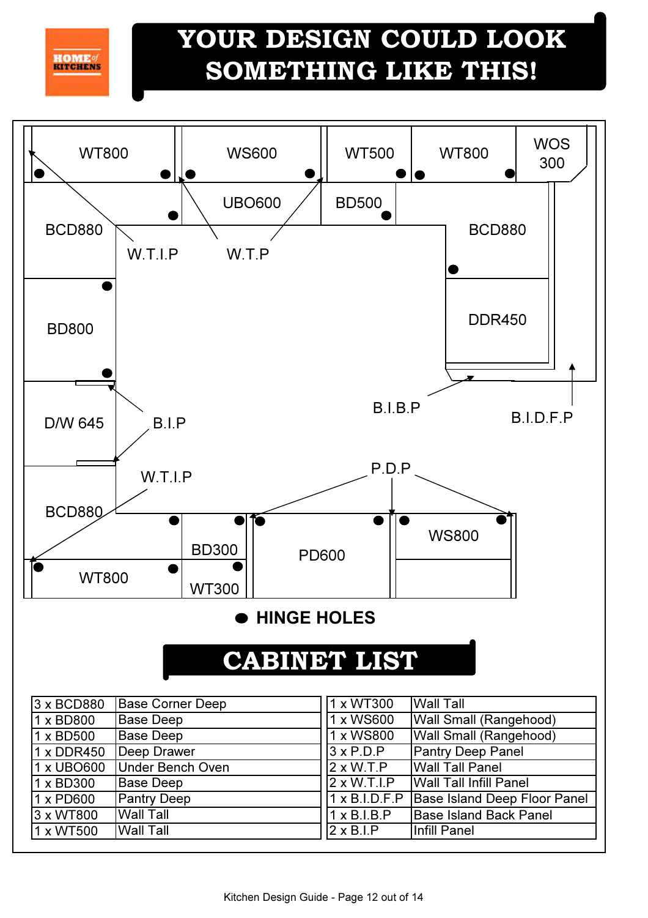# YOUR DESIGN COULD LOOK SOMETHING LIKE THIS!

WT800 WS600 WT500 WT800 WOS 300

BCD880 UBO600 BD500 BCD880

W.T.I.P W.T.P

BD800 DDR450

D/W 645 B.I.P B.I.B.P B.I.D.F.P

W.T.I.P P.D.P

BCD880 BD300 PD600 WS800

WT800 WT300

● HINGE HOLES

# CABINET LIST

| | | | |
|---|---|---|---|
| 3 x BCD880 | Base Corner Deep | 1 x WT300 | Wall Tall |
| 1 x BD800 | Base Deep | 1 x WS600 | Wall Small (Rangehood) |
| 1 x BD500 | Base Deep | 1 x WS800 | Wall Small (Rangehood) |
| 1 x DDR450 | Deep Drawer | 3 x P.D.P | Pantry Deep Panel |
| 1 x UBO600 | Under Bench Oven | 2 x W.T.P | Wall Tall Panel |
| 1 x BD300 | Base Deep | 2 x W.T.I.P | Wall Tall Infill Panel |
| 1 x PD600 | Pantry Deep | 1 x B.I.D.F.P | Base Island Deep Floor Panel |
| 3 x WT800 | Wall Tall | 1 x B.I.B.P | Base Island Back Panel |
| 1 x WT500 | Wall Tall | 2 x B.I.P | Infill Panel |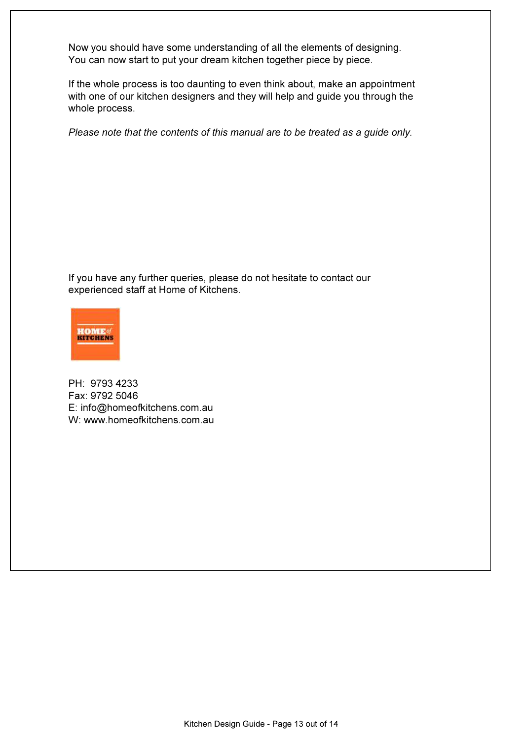Now you should have some understanding of all the elements of designing. You can now start to put your dream kitchen together piece by piece.

If the whole process is too daunting to even think about, make an appointment with one of our kitchen designers and they will help and guide you through the whole process.

*Please note that the contents of this manual are to be treated as a guide only.*

If you have any further queries, please do not hesitate to contact our experienced staff at Home of Kitchens.

PH: 9793 4233  
Fax: 9792 5046  
E: info@homeofkitchens.com.au  
W: www.homeofkitchens.com.au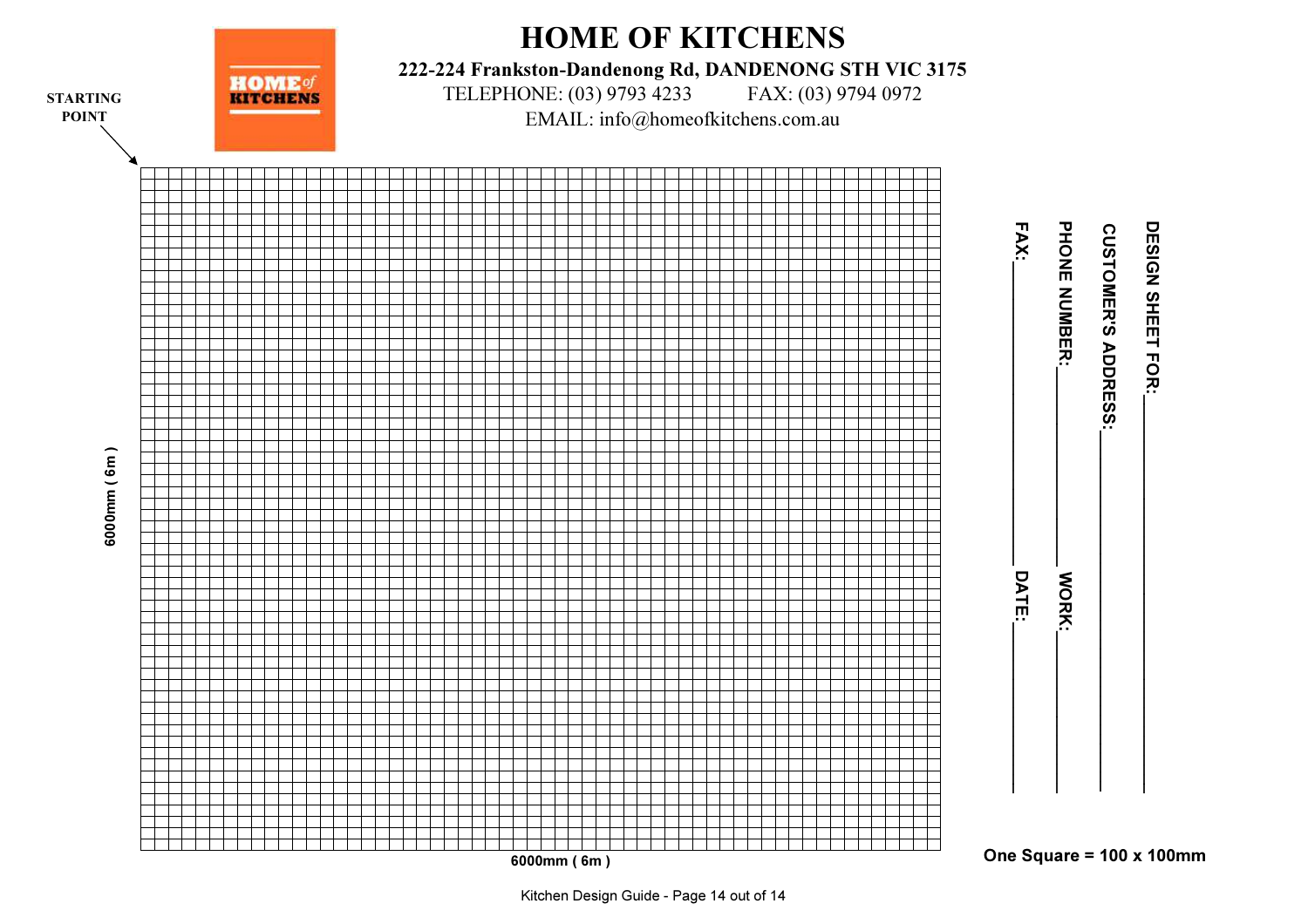# HOME OF KITCHENS

**222-224 Frankston-Dandenong Rd, DANDENONG STH VIC 3175**

TELEPHONE: (03) 9793 4233 FAX: (03) 9794 0972

EMAIL: info@homeofkitchens.com.au

**STARTING POINT**

**6000mm ( 6m )**

**6000mm ( 6m )**

**DESIGN SHEET FOR:**\_\_\_\_\_\_\_\_\_\_\_\_\_\_\_\_\_\_\_\_\_\_\_\_\_\_\_\_\_\_\_\_\_\_\_\_\_\_\_\_

**CUSTOMER'S ADDRESS:**\_\_\_\_\_\_\_\_\_\_\_\_\_\_\_\_\_\_\_\_\_\_\_\_\_\_\_\_\_\_\_\_\_\_\_\_\_\_\_\_

**PHONE NUMBER:**\_\_\_\_\_\_\_\_\_\_\_\_\_\_\_\_\_\_\_\_ **WORK:**\_\_\_\_\_\_\_\_\_\_\_\_\_\_\_\_\_\_\_\_

**FAX:**\_\_\_\_\_\_\_\_\_\_\_\_\_\_\_\_\_\_\_\_ **DATE:**\_\_\_\_\_\_\_\_\_\_\_\_\_\_\_\_\_\_\_\_

**One Square = 100 x 100mm**